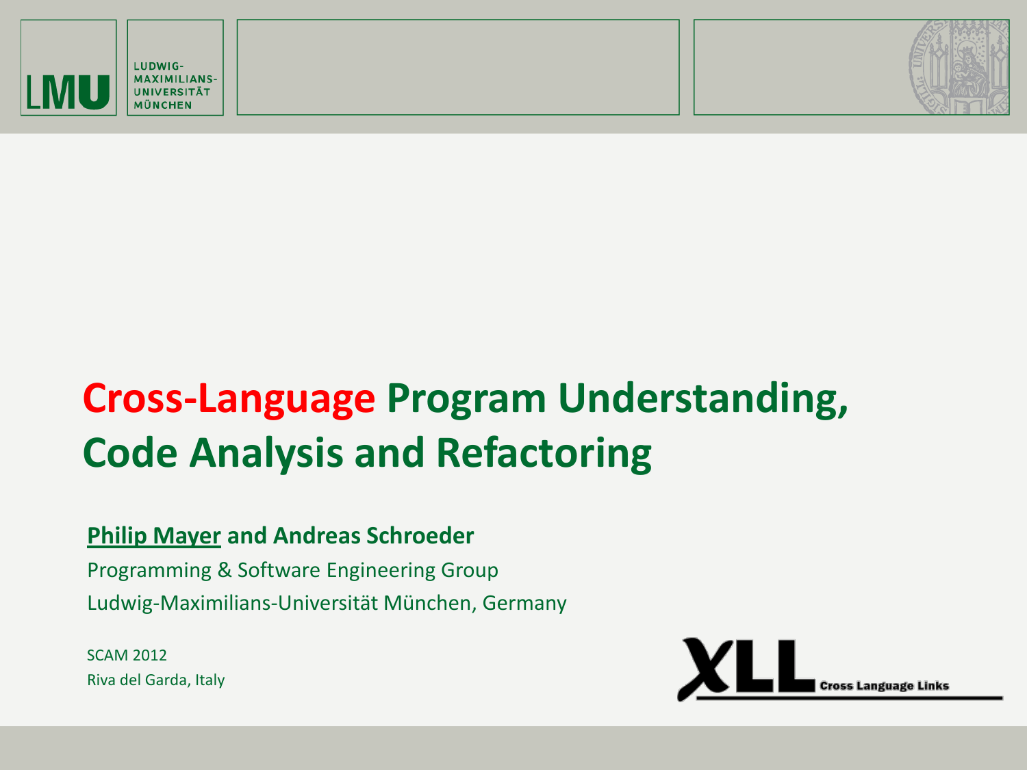# Cross-Language Program Understanding, Code Analysis and Refactoring

**Philip Mayer and Andreas Schroeder**

Programming & Software Engineering Group

Ludwig-Maximilians-Universität München, Germany

SCAM 2012

Riva del Garda, Italy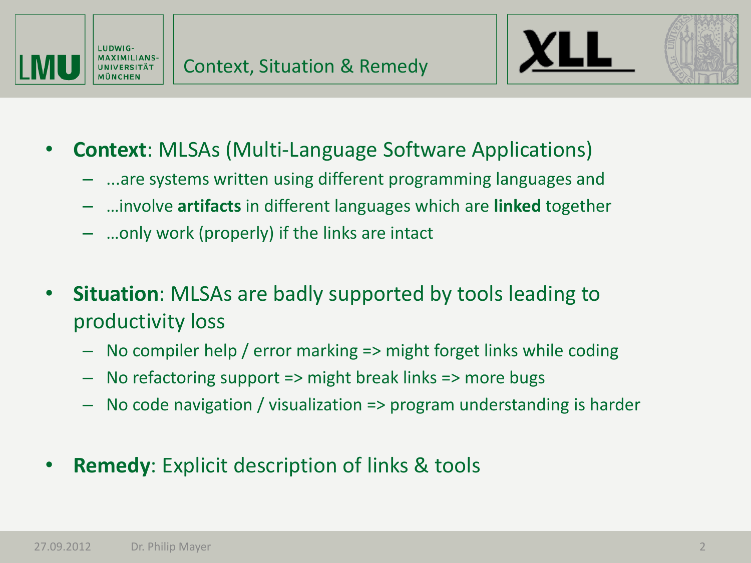# Context, Situation & Remedy

- **Context**: MLSAs (Multi-Language Software Applications)
  - ...are systems written using different programming languages and
  - …involve **artifacts** in different languages which are **linked** together
  - …only work (properly) if the links are intact
- **Situation**: MLSAs are badly supported by tools leading to productivity loss
  - No compiler help / error marking => might forget links while coding
  - No refactoring support => might break links => more bugs
  - No code navigation / visualization => program understanding is harder
- **Remedy**: Explicit description of links & tools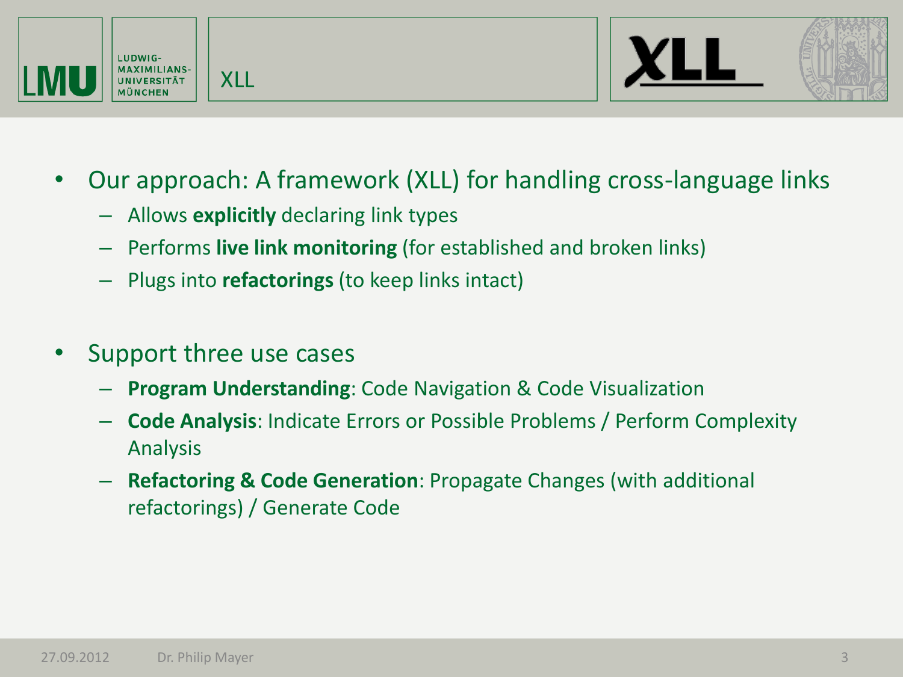# XLL

- Our approach: A framework (XLL) for handling cross-language links
  - Allows **explicitly** declaring link types
  - Performs **live link monitoring** (for established and broken links)
  - Plugs into **refactorings** (to keep links intact)

- Support three use cases
  - **Program Understanding**: Code Navigation & Code Visualization
  - **Code Analysis**: Indicate Errors or Possible Problems / Perform Complexity Analysis
  - **Refactoring & Code Generation**: Propagate Changes (with additional refactorings) / Generate Code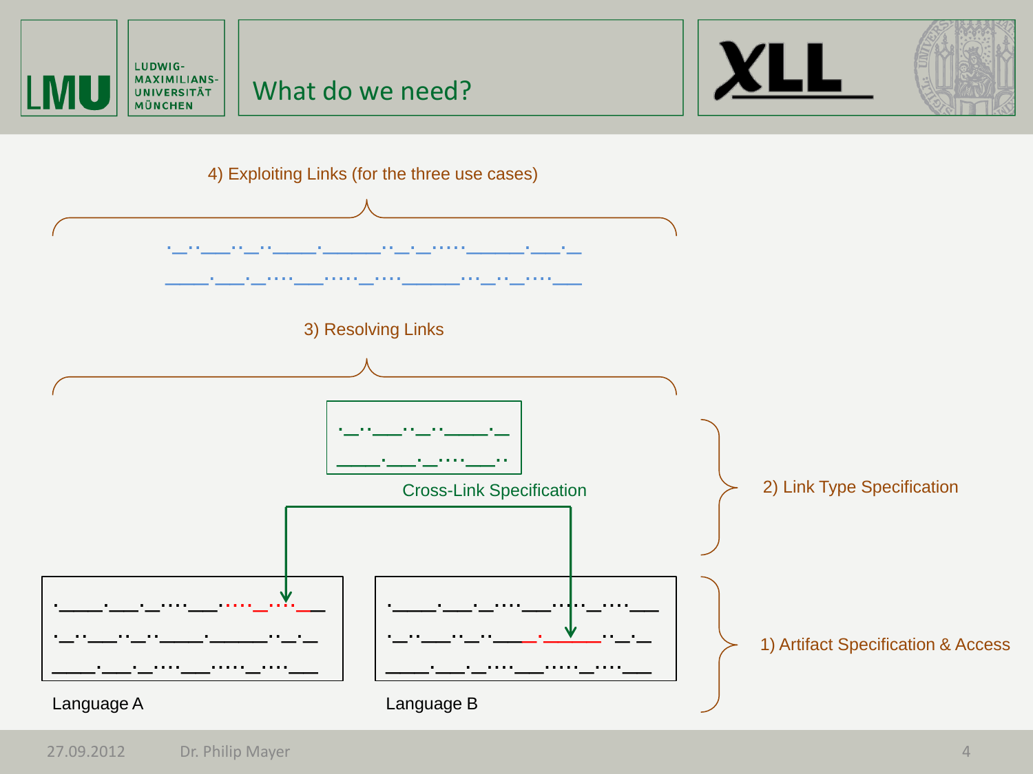# What do we need?

4) Exploiting Links (for the three use cases)

3) Resolving Links

Cross-Link Specification

2) Link Type Specification

1) Artifact Specification & Access

Language A

Language B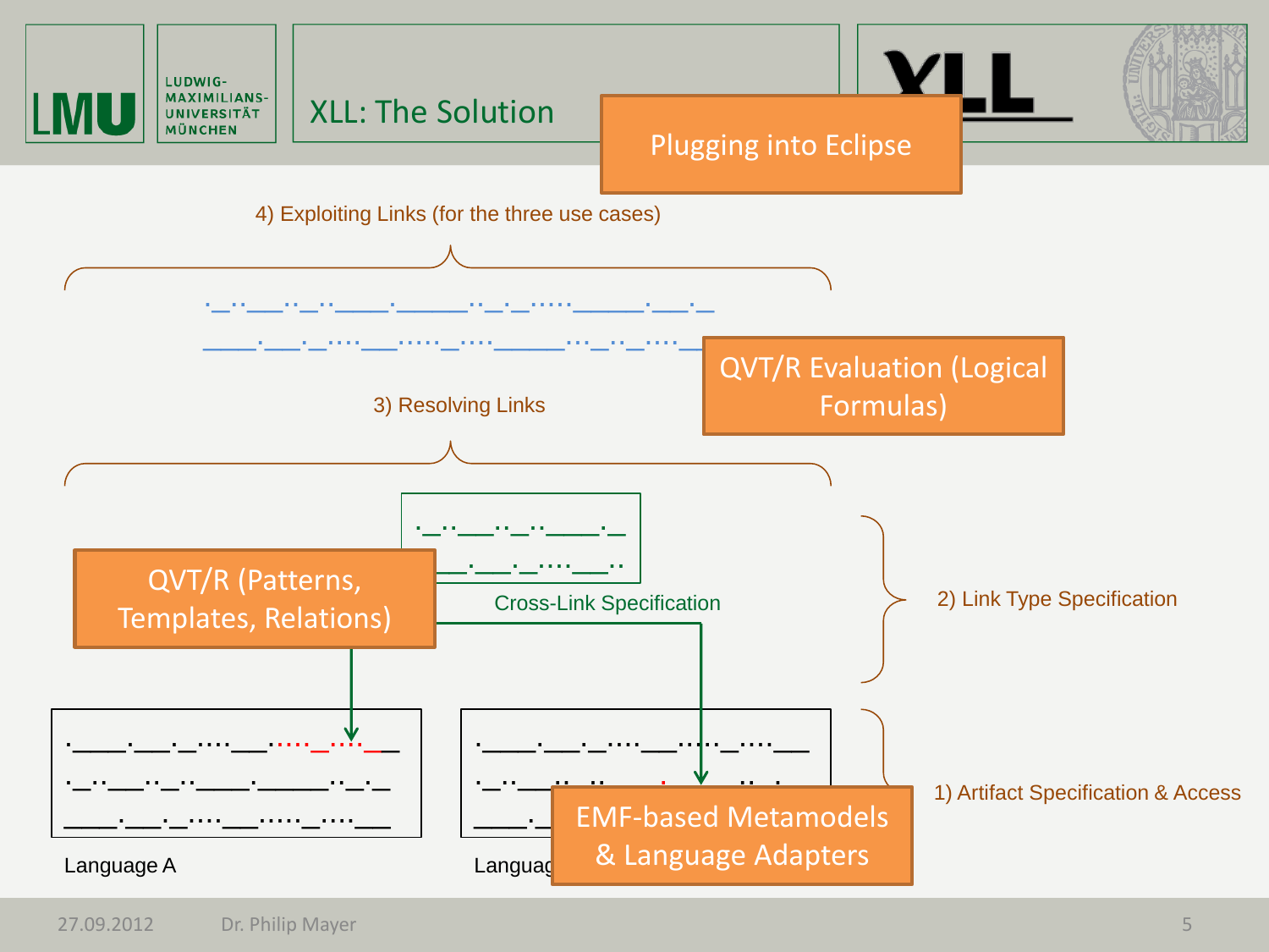# XLL: The Solution

Plugging into Eclipse

4) Exploiting Links (for the three use cases)

QVT/R Evaluation (Logical Formulas)

3) Resolving Links

QVT/R (Patterns, Templates, Relations)

Cross-Link Specification

2) Link Type Specification

EMF-based Metamodels & Language Adapters

1) Artifact Specification & Access

Language A

Languag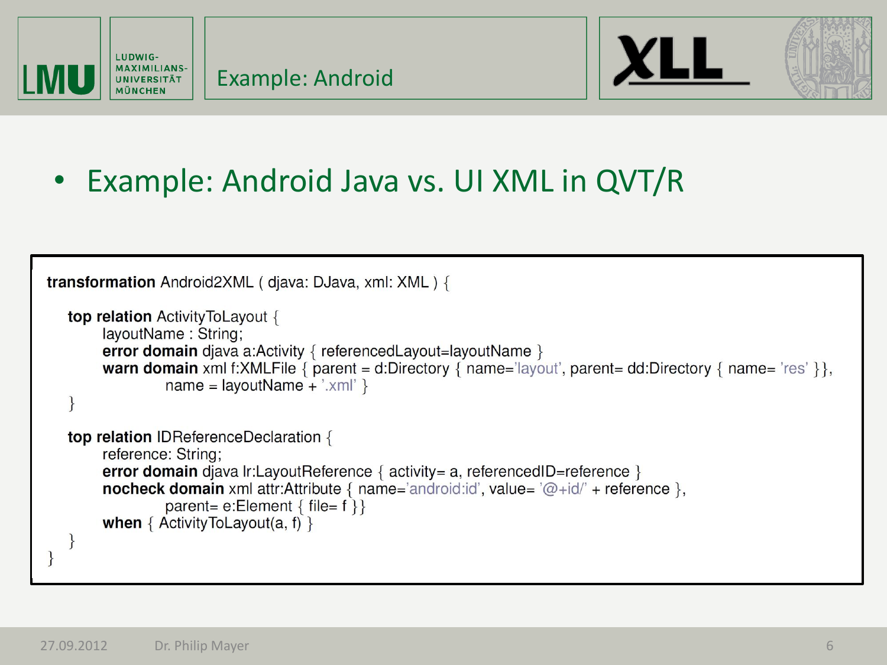# Example: Android

- Example: Android Java vs. UI XML in QVT/R

```
transformation Android2XML ( djava: DJava, xml: XML ) {

   top relation ActivityToLayout {
        layoutName : String;
        error domain djava a:Activity { referencedLayout=layoutName }
        warn domain xml f:XMLFile { parent = d:Directory { name='layout', parent= dd:Directory { name= 'res' }},
                name = layoutName + '.xml' }
   }

   top relation IDReferenceDeclaration {
        reference: String;
        error domain djava lr:LayoutReference { activity= a, referencedID=reference }
        nocheck domain xml attr:Attribute { name='android:id', value= '@+id/' + reference },
                parent= e:Element { file= f }}
        when { ActivityToLayout(a, f) }
   }
}
```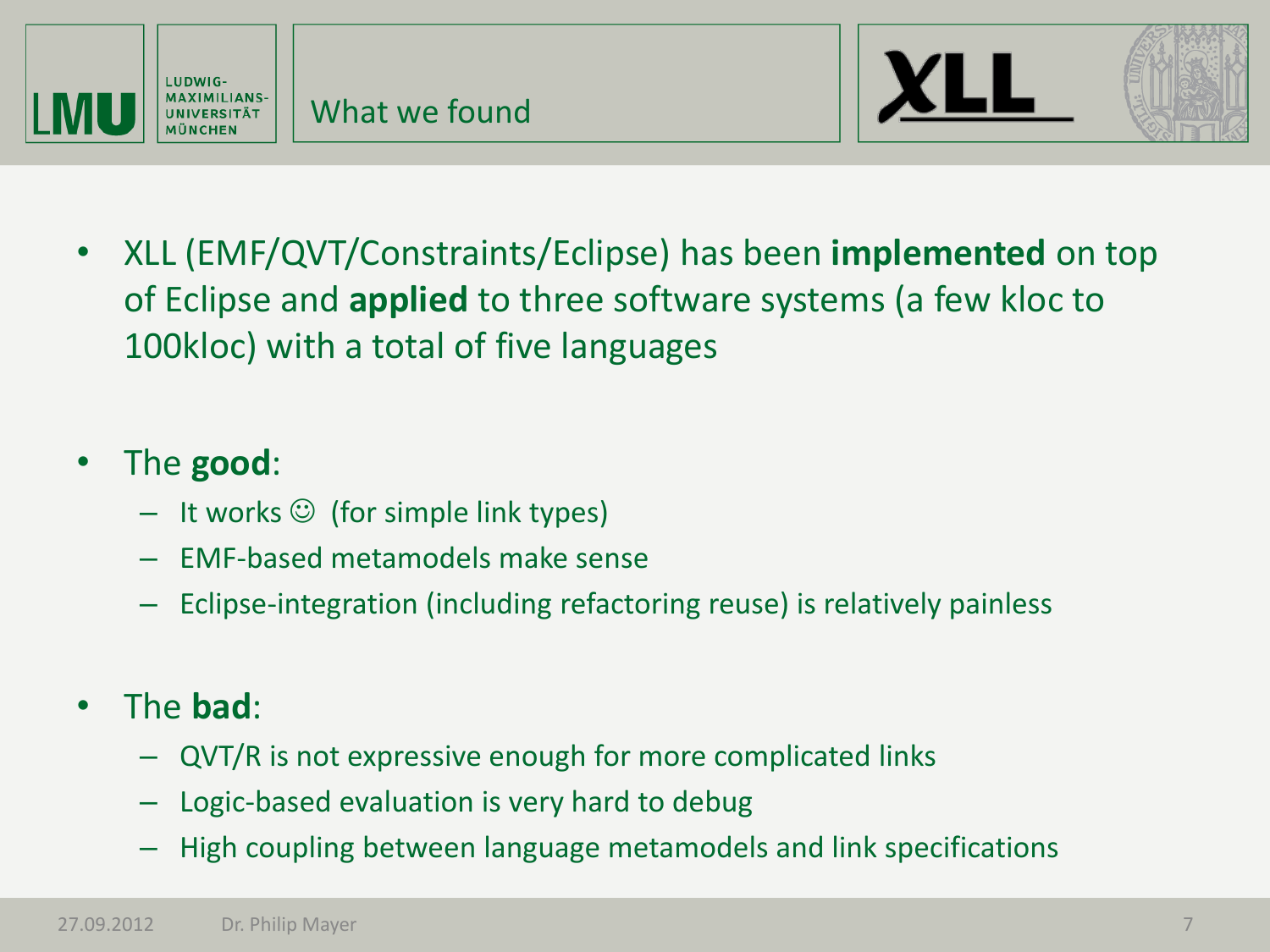# What we found

- XLL (EMF/QVT/Constraints/Eclipse) has been **implemented** on top of Eclipse and **applied** to three software systems (a few kloc to 100kloc) with a total of five languages

- The **good**:
  - It works ☺ (for simple link types)
  - EMF-based metamodels make sense
  - Eclipse-integration (including refactoring reuse) is relatively painless

- The **bad**:
  - QVT/R is not expressive enough for more complicated links
  - Logic-based evaluation is very hard to debug
  - High coupling between language metamodels and link specifications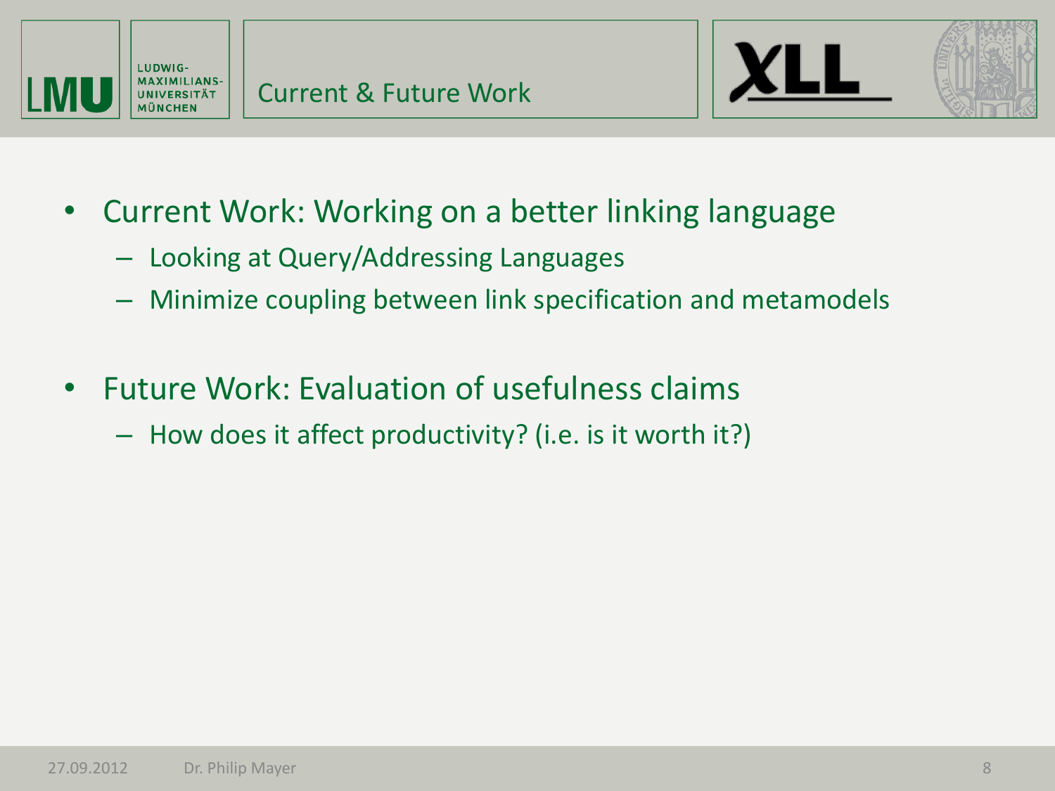# Current & Future Work

- Current Work: Working on a better linking language
  - Looking at Query/Addressing Languages
  - Minimize coupling between link specification and metamodels
- Future Work: Evaluation of usefulness claims
  - How does it affect productivity? (i.e. is it worth it?)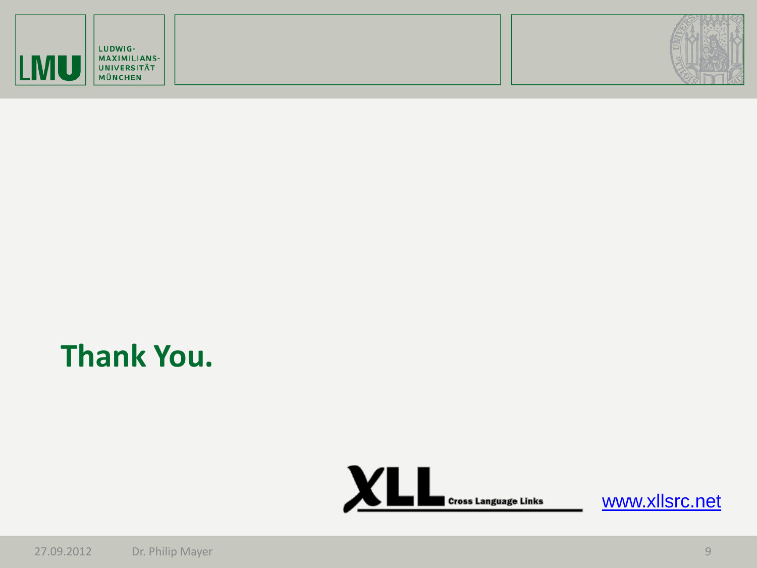# Thank You.

XLL Cross Language Links

www.xllsrc.net